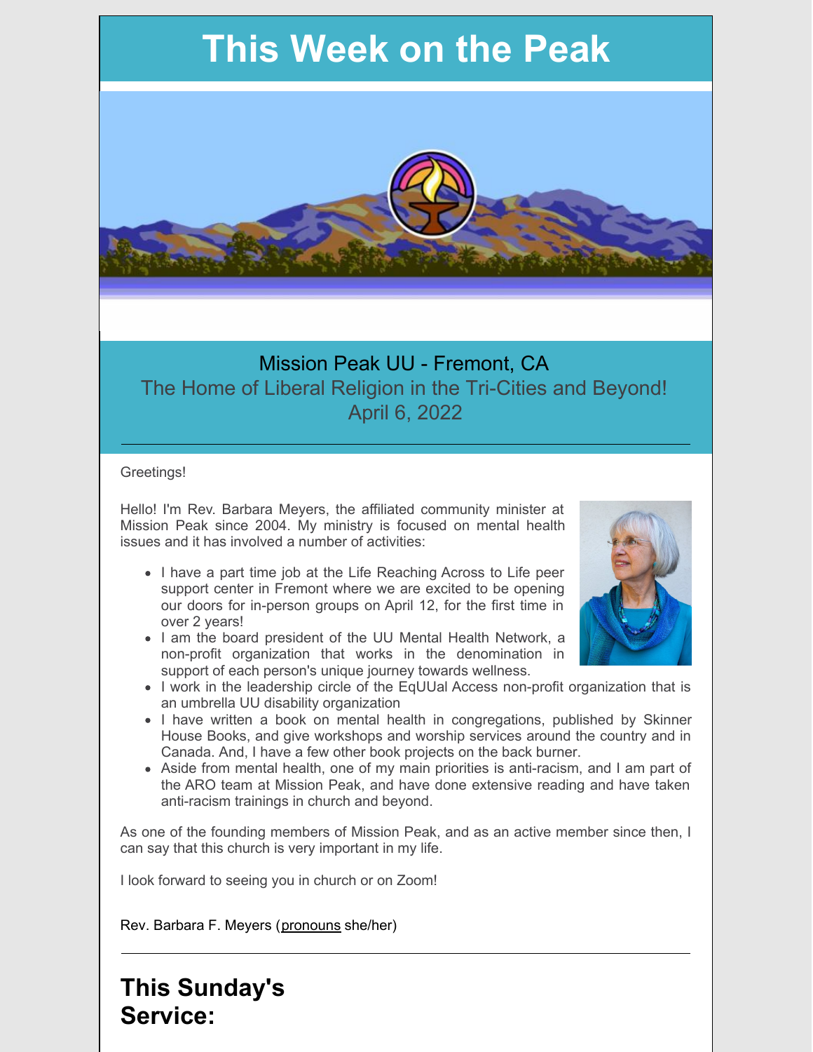# This Week on the Peak

Mission Peak UU - Fremont, CA

The Home of Liberal Religion in the Tri-Cities and Beyond!

April 6, 2022

---

Greetings!

Hello! I'm Rev. Barbara Meyers, the affiliated community minister at Mission Peak since 2004. My ministry is focused on mental health issues and it has involved a number of activities:

- I have a part time job at the Life Reaching Across to Life peer support center in Fremont where we are excited to be opening our doors for in-person groups on April 12, for the first time in over 2 years!
- I am the board president of the UU Mental Health Network, a non-profit organization that works in the denomination in support of each person's unique journey towards wellness.
- I work in the leadership circle of the EqUUal Access non-profit organization that is an umbrella UU disability organization
- I have written a book on mental health in congregations, published by Skinner House Books, and give workshops and worship services around the country and in Canada. And, I have a few other book projects on the back burner.
- Aside from mental health, one of my main priorities is anti-racism, and I am part of the ARO team at Mission Peak, and have done extensive reading and have taken anti-racism trainings in church and beyond.

As one of the founding members of Mission Peak, and as an active member since then, I can say that this church is very important in my life.

I look forward to seeing you in church or on Zoom!

Rev. Barbara F. Meyers (pronouns she/her)

---

## This Sunday's Service: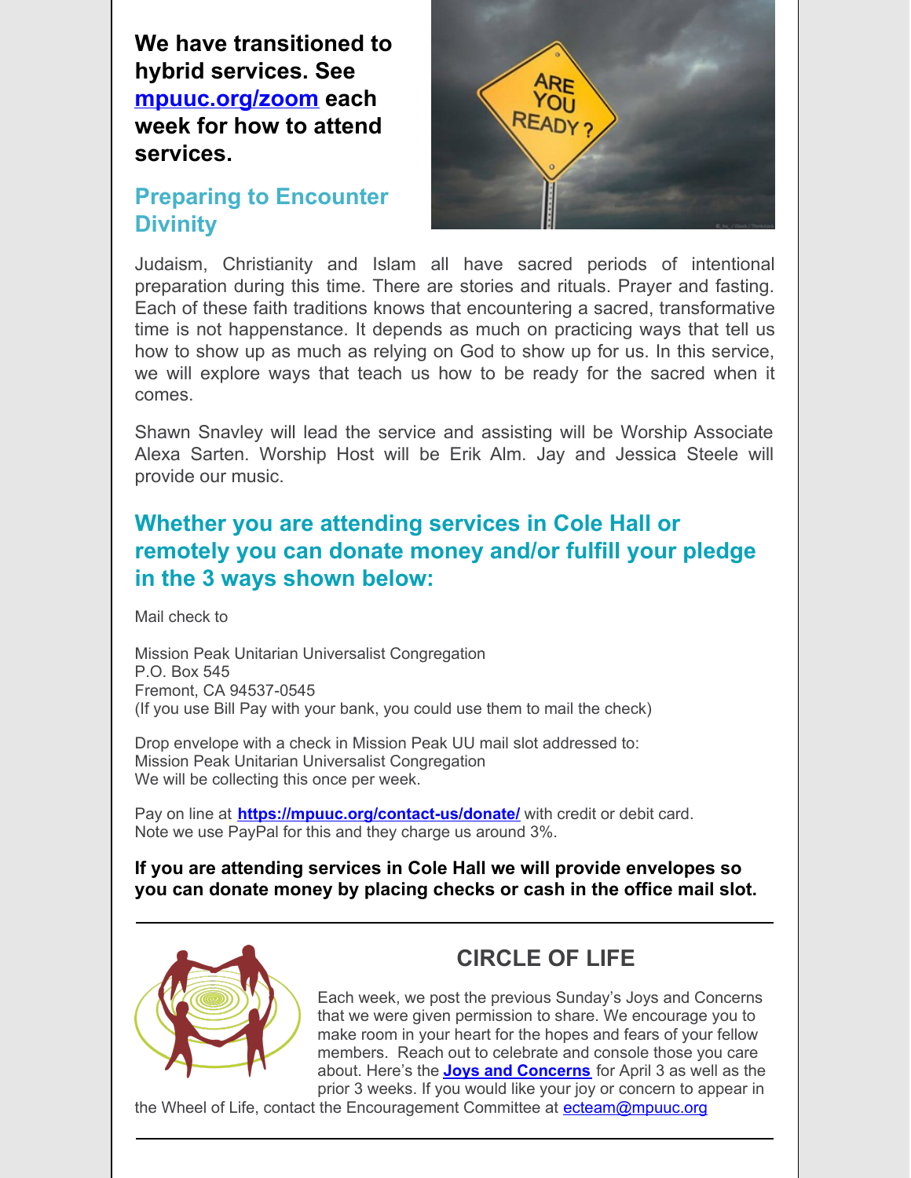**We have transitioned to hybrid services. See [mpuuc.org/zoom](mpuuc.org/zoom) each week for how to attend services.**

## Preparing to Encounter Divinity

Judaism, Christianity and Islam all have sacred periods of intentional preparation during this time. There are stories and rituals. Prayer and fasting. Each of these faith traditions knows that encountering a sacred, transformative time is not happenstance. It depends as much on practicing ways that tell us how to show up as much as relying on God to show up for us. In this service, we will explore ways that teach us how to be ready for the sacred when it comes.

Shawn Snavley will lead the service and assisting will be Worship Associate Alexa Sarten. Worship Host will be Erik Alm. Jay and Jessica Steele will provide our music.

## Whether you are attending services in Cole Hall or remotely you can donate money and/or fulfill your pledge in the 3 ways shown below:

Mail check to

Mission Peak Unitarian Universalist Congregation
P.O. Box 545
Fremont, CA 94537-0545
(If you use Bill Pay with your bank, you could use them to mail the check)

Drop envelope with a check in Mission Peak UU mail slot addressed to:
Mission Peak Unitarian Universalist Congregation
We will be collecting this once per week.

Pay on line at **https://mpuuc.org/contact-us/donate/** with credit or debit card.
Note we use PayPal for this and they charge us around 3%.

**If you are attending services in Cole Hall we will provide envelopes so you can donate money by placing checks or cash in the office mail slot.**

---

## CIRCLE OF LIFE

Each week, we post the previous Sunday's Joys and Concerns that we were given permission to share. We encourage you to make room in your heart for the hopes and fears of your fellow members. Reach out to celebrate and console those you care about. Here's the **Joys and Concerns** for April 3 as well as the prior 3 weeks. If you would like your joy or concern to appear in the Wheel of Life, contact the Encouragement Committee at ecteam@mpuuc.org

---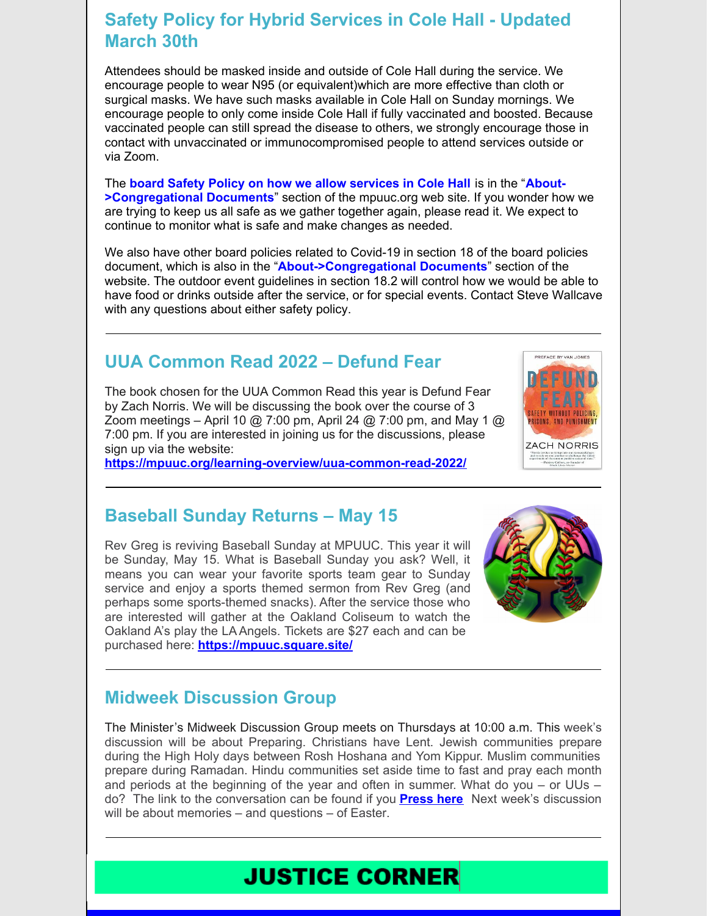## Safety Policy for Hybrid Services in Cole Hall - Updated March 30th

Attendees should be masked inside and outside of Cole Hall during the service. We encourage people to wear N95 (or equivalent)which are more effective than cloth or surgical masks. We have such masks available in Cole Hall on Sunday mornings. We encourage people to only come inside Cole Hall if fully vaccinated and boosted. Because vaccinated people can still spread the disease to others, we strongly encourage those in contact with unvaccinated or immunocompromised people to attend services outside or via Zoom.

The **board Safety Policy on how we allow services in Cole Hall** is in the "**About->Congregational Documents**" section of the mpuuc.org web site. If you wonder how we are trying to keep us all safe as we gather together again, please read it. We expect to continue to monitor what is safe and make changes as needed.

We also have other board policies related to Covid-19 in section 18 of the board policies document, which is also in the "**About->Congregational Documents**" section of the website. The outdoor event guidelines in section 18.2 will control how we would be able to have food or drinks outside after the service, or for special events. Contact Steve Wallcave with any questions about either safety policy.

---

## UUA Common Read 2022 – Defund Fear

The book chosen for the UUA Common Read this year is Defund Fear by Zach Norris. We will be discussing the book over the course of 3 Zoom meetings – April 10 @ 7:00 pm, April 24 @ 7:00 pm, and May 1 @ 7:00 pm. If you are interested in joining us for the discussions, please sign up via the website: **https://mpuuc.org/learning-overview/uua-common-read-2022/**

---

## Baseball Sunday Returns – May 15

Rev Greg is reviving Baseball Sunday at MPUUC. This year it will be Sunday, May 15. What is Baseball Sunday you ask? Well, it means you can wear your favorite sports team gear to Sunday service and enjoy a sports themed sermon from Rev Greg (and perhaps some sports-themed snacks). After the service those who are interested will gather at the Oakland Coliseum to watch the Oakland A's play the LA Angels. Tickets are $27 each and can be purchased here: **https://mpuuc.square.site/**

---

## Midweek Discussion Group

The Minister's Midweek Discussion Group meets on Thursdays at 10:00 a.m. This week's discussion will be about Preparing. Christians have Lent. Jewish communities prepare during the High Holy days between Rosh Hoshana and Yom Kippur. Muslim communities prepare during Ramadan. Hindu communities set aside time to fast and pray each month and periods at the beginning of the year and often in summer. What do you – or UUs – do? The link to the conversation can be found if you **Press here** Next week's discussion will be about memories – and questions – of Easter.

---

# JUSTICE CORNER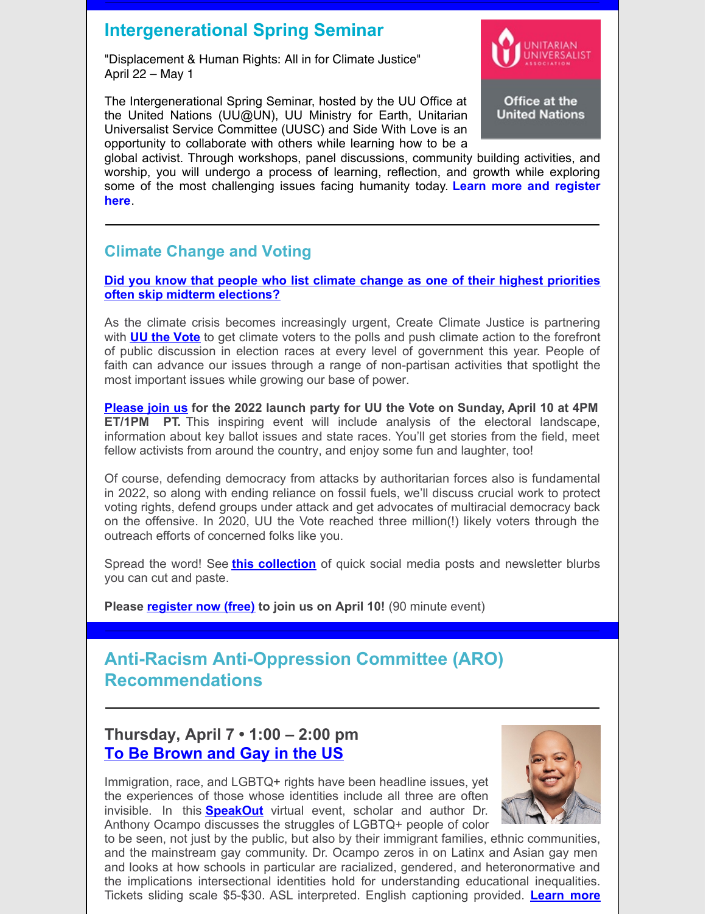## Intergenerational Spring Seminar

"Displacement & Human Rights: All in for Climate Justice"
April 22 – May 1

The Intergenerational Spring Seminar, hosted by the UU Office at the United Nations (UU@UN), UU Ministry for Earth, Unitarian Universalist Service Committee (UUSC) and Side With Love is an opportunity to collaborate with others while learning how to be a global activist. Through workshops, panel discussions, community building activities, and worship, you will undergo a process of learning, reflection, and growth while exploring some of the most challenging issues facing humanity today. **Learn more and register here**.

---

## Climate Change and Voting

**Did you know that people who list climate change as one of their highest priorities often skip midterm elections?**

As the climate crisis becomes increasingly urgent, Create Climate Justice is partnering with **UU the Vote** to get climate voters to the polls and push climate action to the forefront of public discussion in election races at every level of government this year. People of faith can advance our issues through a range of non-partisan activities that spotlight the most important issues while growing our base of power.

**Please join us for the 2022 launch party for UU the Vote on Sunday, April 10 at 4PM ET/1PM PT.** This inspiring event will include analysis of the electoral landscape, information about key ballot issues and state races. You'll get stories from the field, meet fellow activists from around the country, and enjoy some fun and laughter, too!

Of course, defending democracy from attacks by authoritarian forces also is fundamental in 2022, so along with ending reliance on fossil fuels, we'll discuss crucial work to protect voting rights, defend groups under attack and get advocates of multiracial democracy back on the offensive. In 2020, UU the Vote reached three million(!) likely voters through the outreach efforts of concerned folks like you.

Spread the word! See **this collection** of quick social media posts and newsletter blurbs you can cut and paste.

**Please register now (free) to join us on April 10!** (90 minute event)

## Anti-Racism Anti-Oppression Committee (ARO) Recommendations

---

### Thursday, April 7 • 1:00 – 2:00 pm
### To Be Brown and Gay in the US

Immigration, race, and LGBTQ+ rights have been headline issues, yet the experiences of those whose identities include all three are often invisible. In this **SpeakOut** virtual event, scholar and author Dr. Anthony Ocampo discusses the struggles of LGBTQ+ people of color to be seen, not just by the public, but also by their immigrant families, ethnic communities, and the mainstream gay community. Dr. Ocampo zeros in on Latinx and Asian gay men and looks at how schools in particular are racialized, gendered, and heteronormative and the implications intersectional identities hold for understanding educational inequalities. Tickets sliding scale $5-$30. ASL interpreted. English captioning provided. **Learn more**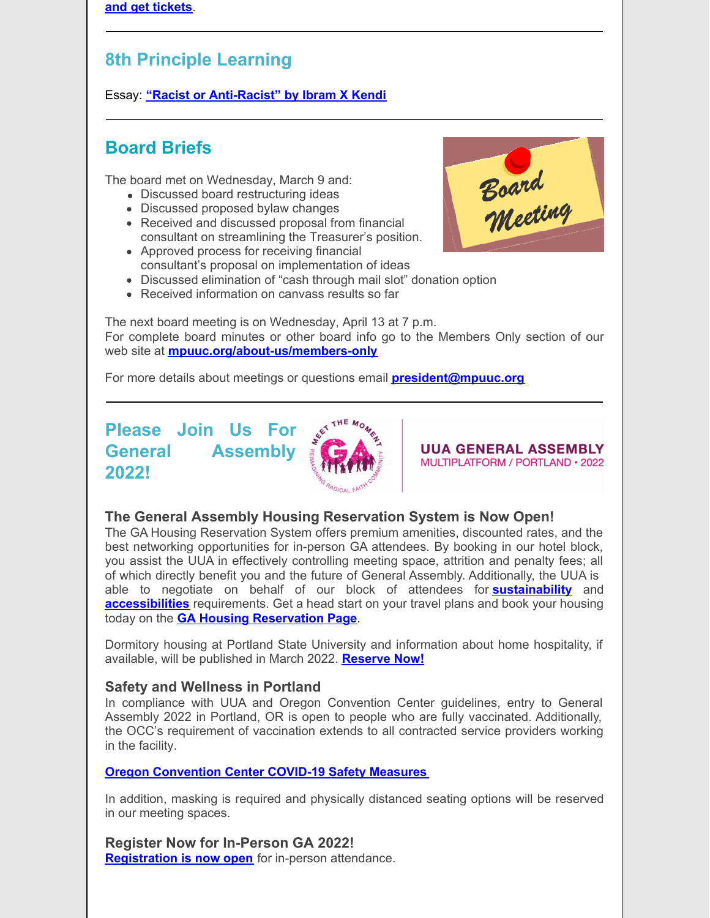and get tickets.

---

## 8th Principle Learning

Essay: **"Racist or Anti-Racist" by Ibram X Kendi**

---

## Board Briefs

The board met on Wednesday, March 9 and:

- Discussed board restructuring ideas
- Discussed proposed bylaw changes
- Received and discussed proposal from financial consultant on streamlining the Treasurer's position.
- Approved process for receiving financial consultant's proposal on implementation of ideas
- Discussed elimination of "cash through mail slot" donation option
- Received information on canvass results so far

The next board meeting is on Wednesday, April 13 at 7 p.m.
For complete board minutes or other board info go to the Members Only section of our web site at **mpuuc.org/about-us/members-only**

For more details about meetings or questions email **president@mpuuc.org**

---

## Please Join Us For General Assembly 2022!

### The General Assembly Housing Reservation System is Now Open!

The GA Housing Reservation System offers premium amenities, discounted rates, and the best networking opportunities for in-person GA attendees. By booking in our hotel block, you assist the UUA in effectively controlling meeting space, attrition and penalty fees; all of which directly benefit you and the future of General Assembly. Additionally, the UUA is able to negotiate on behalf of our block of attendees for **sustainability** and **accessibilities** requirements. Get a head start on your travel plans and book your housing today on the **GA Housing Reservation Page**.

Dormitory housing at Portland State University and information about home hospitality, if available, will be published in March 2022. **Reserve Now!**

### Safety and Wellness in Portland

In compliance with UUA and Oregon Convention Center guidelines, entry to General Assembly 2022 in Portland, OR is open to people who are fully vaccinated. Additionally, the OCC's requirement of vaccination extends to all contracted service providers working in the facility.

**Oregon Convention Center COVID-19 Safety Measures**

In addition, masking is required and physically distanced seating options will be reserved in our meeting spaces.

### Register Now for In-Person GA 2022!

**Registration is now open** for in-person attendance.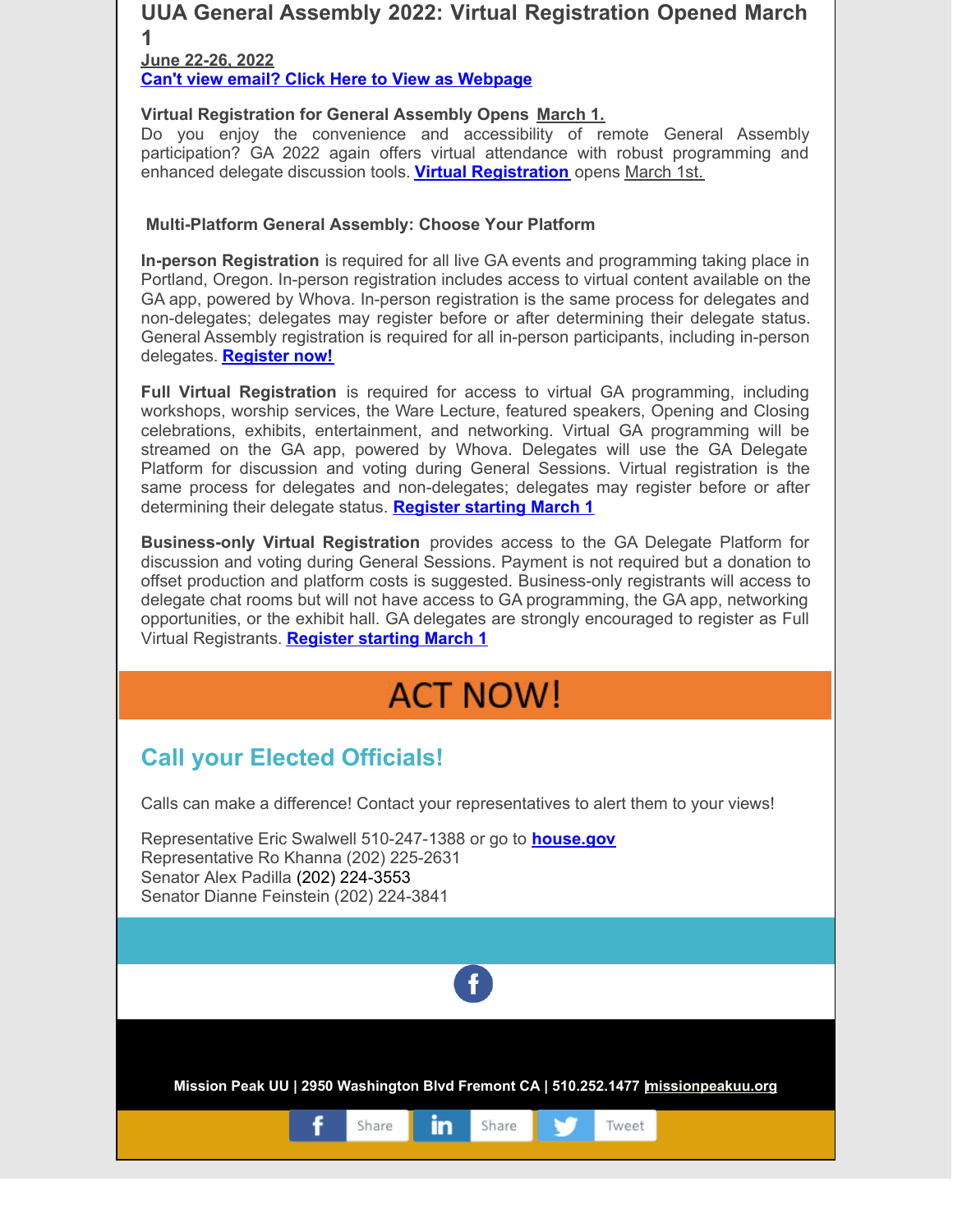## UUA General Assembly 2022: Virtual Registration Opened March 1

June 22-26, 2022

Can't view email? Click Here to View as Webpage

**Virtual Registration for General Assembly Opens** March 1.

Do you enjoy the convenience and accessibility of remote General Assembly participation? GA 2022 again offers virtual attendance with robust programming and enhanced delegate discussion tools. **Virtual Registration** opens March 1st.

**Multi-Platform General Assembly: Choose Your Platform**

**In-person Registration** is required for all live GA events and programming taking place in Portland, Oregon. In-person registration includes access to virtual content available on the GA app, powered by Whova. In-person registration is the same process for delegates and non-delegates; delegates may register before or after determining their delegate status. General Assembly registration is required for all in-person participants, including in-person delegates. **Register now!**

**Full Virtual Registration** is required for access to virtual GA programming, including workshops, worship services, the Ware Lecture, featured speakers, Opening and Closing celebrations, exhibits, entertainment, and networking. Virtual GA programming will be streamed on the GA app, powered by Whova. Delegates will use the GA Delegate Platform for discussion and voting during General Sessions. Virtual registration is the same process for delegates and non-delegates; delegates may register before or after determining their delegate status. **Register starting March 1**

**Business-only Virtual Registration** provides access to the GA Delegate Platform for discussion and voting during General Sessions. Payment is not required but a donation to offset production and platform costs is suggested. Business-only registrants will access to delegate chat rooms but will not have access to GA programming, the GA app, networking opportunities, or the exhibit hall. GA delegates are strongly encouraged to register as Full Virtual Registrants. **Register starting March 1**

ACT NOW!

## Call your Elected Officials!

Calls can make a difference! Contact your representatives to alert them to your views!

Representative Eric Swalwell 510-247-1388 or go to **house.gov**
Representative Ro Khanna (202) 225-2631
Senator Alex Padilla (202) 224-3553
Senator Dianne Feinstein (202) 224-3841

**Mission Peak UU | 2950 Washington Blvd Fremont CA | 510.252.1477 | missionpeakuu.org**

Share Share Tweet